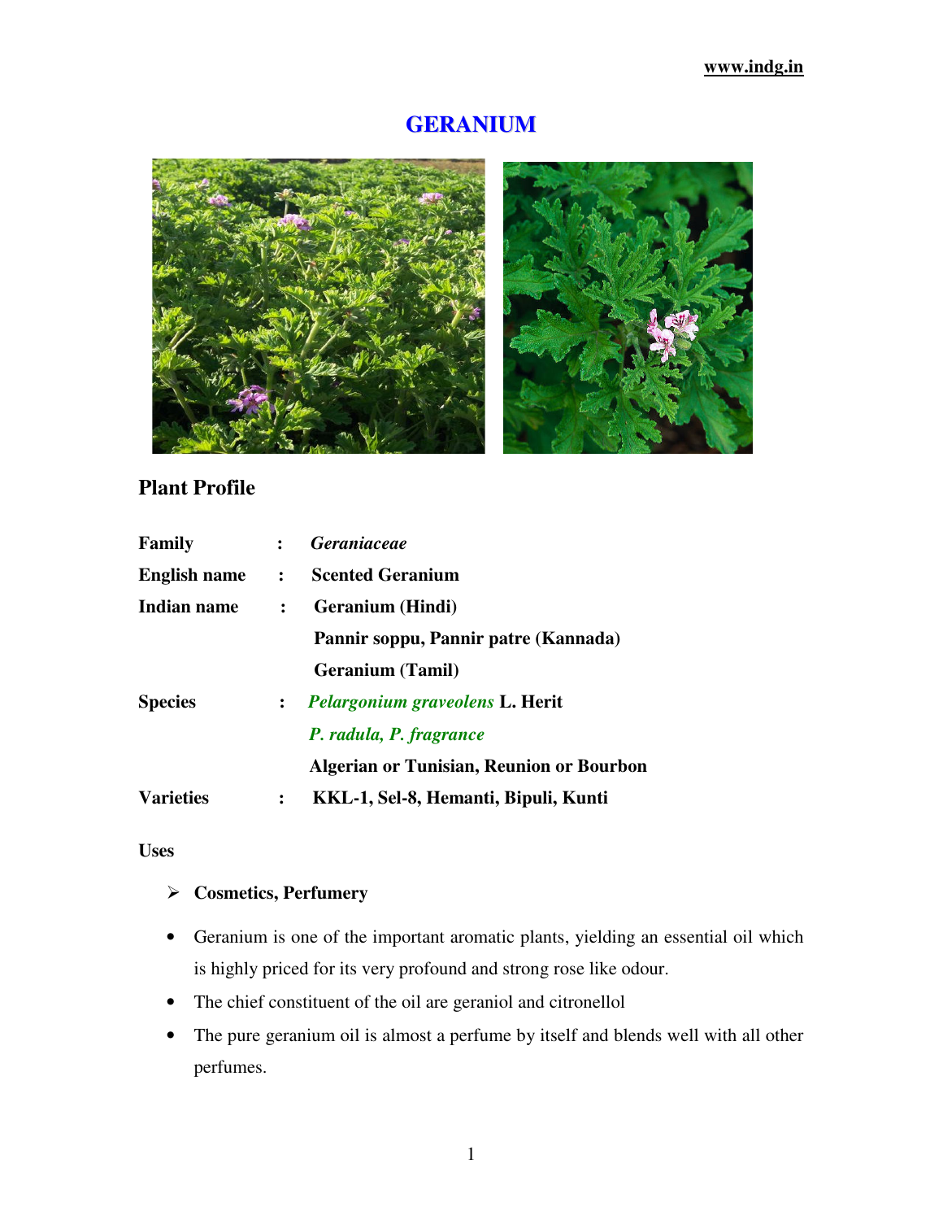# GERANIUM

## Plant Profile

| | | |
|---|---|---|
| **Family** | : | ***Geraniaceae*** |
| **English name** | : | **Scented Geranium** |
| **Indian name** | : | **Geranium (Hindi)** |
| | | **Pannir soppu, Pannir patre (Kannada)** |
| | | **Geranium (Tamil)** |
| **Species** | : | ***Pelargonium graveolens*** **L. Herit** |
| | | ***P. radula, P. fragrance*** |
| | | **Algerian or Tunisian, Reunion or Bourbon** |
| **Varieties** | : | **KKL-1, Sel-8, Hemanti, Bipuli, Kunti** |

**Uses**

- **Cosmetics, Perfumery**

- Geranium is one of the important aromatic plants, yielding an essential oil which is highly priced for its very profound and strong rose like odour.
- The chief constituent of the oil are geraniol and citronellol
- The pure geranium oil is almost a perfume by itself and blends well with all other perfumes.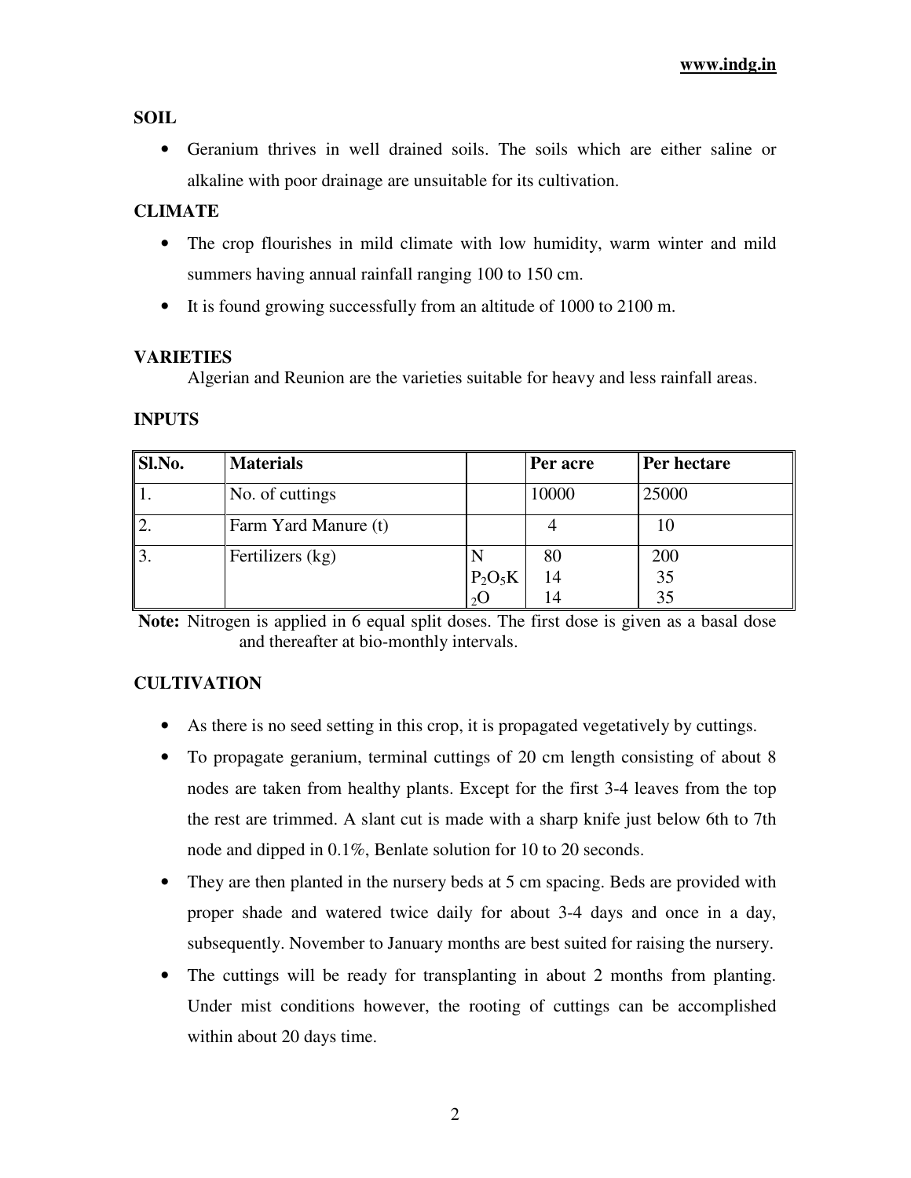## SOIL

- Geranium thrives in well drained soils. The soils which are either saline or alkaline with poor drainage are unsuitable for its cultivation.

## CLIMATE

- The crop flourishes in mild climate with low humidity, warm winter and mild summers having annual rainfall ranging 100 to 150 cm.
- It is found growing successfully from an altitude of 1000 to 2100 m.

## VARIETIES

Algerian and Reunion are the varieties suitable for heavy and less rainfall areas.

## INPUTS

| Sl.No. | Materials | | Per acre | Per hectare |
|---|---|---|---|---|
| 1. | No. of cuttings | | 10000 | 25000 |
| 2. | Farm Yard Manure (t) | | 4 | 10 |
| 3. | Fertilizers (kg) | N<br>$P_2O_5$<br>$K_2O$ | 80<br>14<br>14 | 200<br>35<br>35 |

**Note:** Nitrogen is applied in 6 equal split doses. The first dose is given as a basal dose and thereafter at bio-monthly intervals.

## CULTIVATION

- As there is no seed setting in this crop, it is propagated vegetatively by cuttings.
- To propagate geranium, terminal cuttings of 20 cm length consisting of about 8 nodes are taken from healthy plants. Except for the first 3-4 leaves from the top the rest are trimmed. A slant cut is made with a sharp knife just below 6th to 7th node and dipped in 0.1%, Benlate solution for 10 to 20 seconds.
- They are then planted in the nursery beds at 5 cm spacing. Beds are provided with proper shade and watered twice daily for about 3-4 days and once in a day, subsequently. November to January months are best suited for raising the nursery.
- The cuttings will be ready for transplanting in about 2 months from planting. Under mist conditions however, the rooting of cuttings can be accomplished within about 20 days time.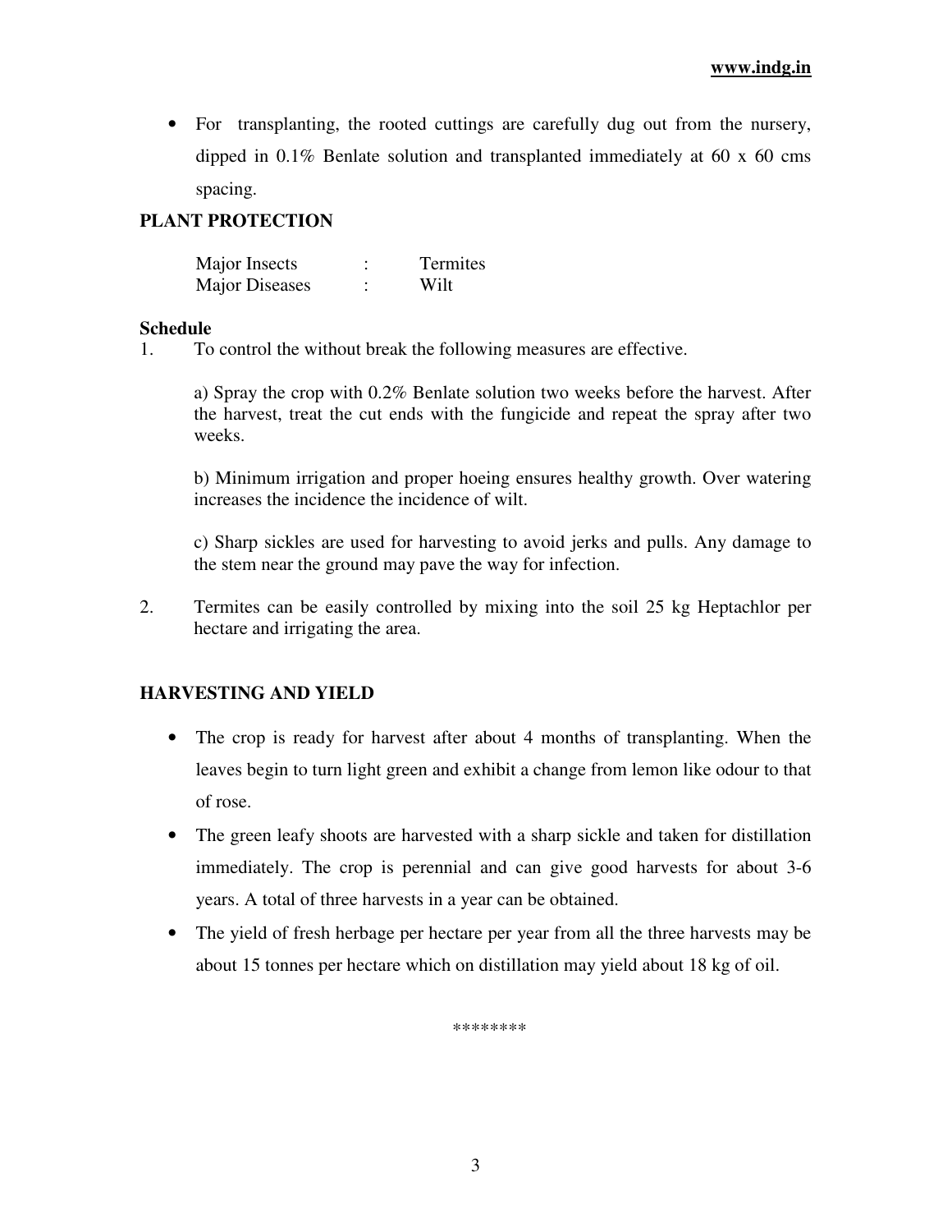- For transplanting, the rooted cuttings are carefully dug out from the nursery, dipped in 0.1% Benlate solution and transplanted immediately at 60 x 60 cms spacing.

## PLANT PROTECTION

| | | |
|---|---|---|
| Major Insects | : | Termites |
| Major Diseases | : | Wilt |

**Schedule**

1. To control the without break the following measures are effective.

   a) Spray the crop with 0.2% Benlate solution two weeks before the harvest. After the harvest, treat the cut ends with the fungicide and repeat the spray after two weeks.

   b) Minimum irrigation and proper hoeing ensures healthy growth. Over watering increases the incidence the incidence of wilt.

   c) Sharp sickles are used for harvesting to avoid jerks and pulls. Any damage to the stem near the ground may pave the way for infection.

2. Termites can be easily controlled by mixing into the soil 25 kg Heptachlor per hectare and irrigating the area.

## HARVESTING AND YIELD

- The crop is ready for harvest after about 4 months of transplanting. When the leaves begin to turn light green and exhibit a change from lemon like odour to that of rose.
- The green leafy shoots are harvested with a sharp sickle and taken for distillation immediately. The crop is perennial and can give good harvests for about 3-6 years. A total of three harvests in a year can be obtained.
- The yield of fresh herbage per hectare per year from all the three harvests may be about 15 tonnes per hectare which on distillation may yield about 18 kg of oil.

********